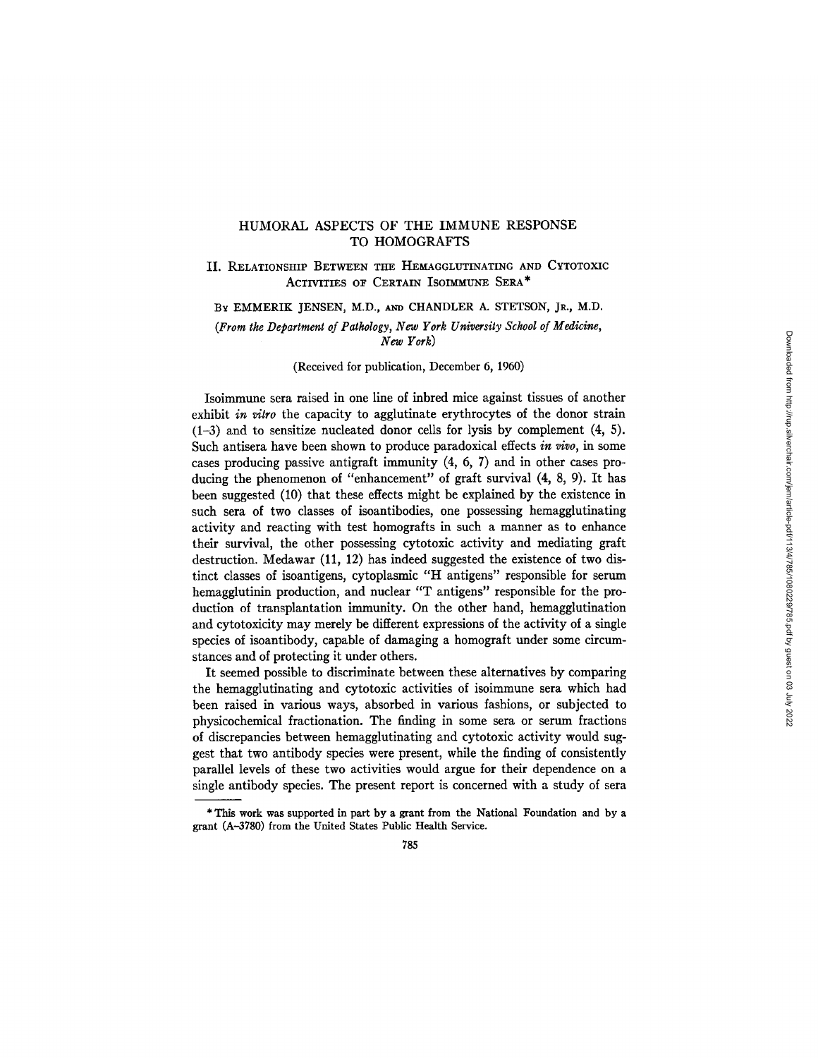# HUMORAL ASPECTS OF THE IMMUNE RESPONSE TO HOMOGRAFTS

## II. Relationship Between the Hemagglutinating and Cytotoxic Activities of Certain Isoimmune Sera*

By EMMERIK JENSEN, M.D., and CHANDLER A. STETSON, Jr., M.D.

*(From the Department of Pathology, New York University School of Medicine, New York)*

(Received for publication, December 6, 1960)

Isoimmune sera raised in one line of inbred mice against tissues of another exhibit *in vitro* the capacity to agglutinate erythrocytes of the donor strain (1–3) and to sensitize nucleated donor cells for lysis by complement (4, 5). Such antisera have been shown to produce paradoxical effects *in vivo*, in some cases producing passive antigraft immunity (4, 6, 7) and in other cases producing the phenomenon of "enhancement" of graft survival (4, 8, 9). It has been suggested (10) that these effects might be explained by the existence in such sera of two classes of isoantibodies, one possessing hemagglutinating activity and reacting with test homografts in such a manner as to enhance their survival, the other possessing cytotoxic activity and mediating graft destruction. Medawar (11, 12) has indeed suggested the existence of two distinct classes of isoantigens, cytoplasmic "H antigens" responsible for serum hemagglutinin production, and nuclear "T antigens" responsible for the production of transplantation immunity. On the other hand, hemagglutination and cytotoxicity may merely be different expressions of the activity of a single species of isoantibody, capable of damaging a homograft under some circumstances and of protecting it under others.

It seemed possible to discriminate between these alternatives by comparing the hemagglutinating and cytotoxic activities of isoimmune sera which had been raised in various ways, absorbed in various fashions, or subjected to physicochemical fractionation. The finding in some sera or serum fractions of discrepancies between hemagglutinating and cytotoxic activity would suggest that two antibody species were present, while the finding of consistently parallel levels of these two activities would argue for their dependence on a single antibody species. The present report is concerned with a study of sera

---

* This work was supported in part by a grant from the National Foundation and by a grant (A-3780) from the United States Public Health Service.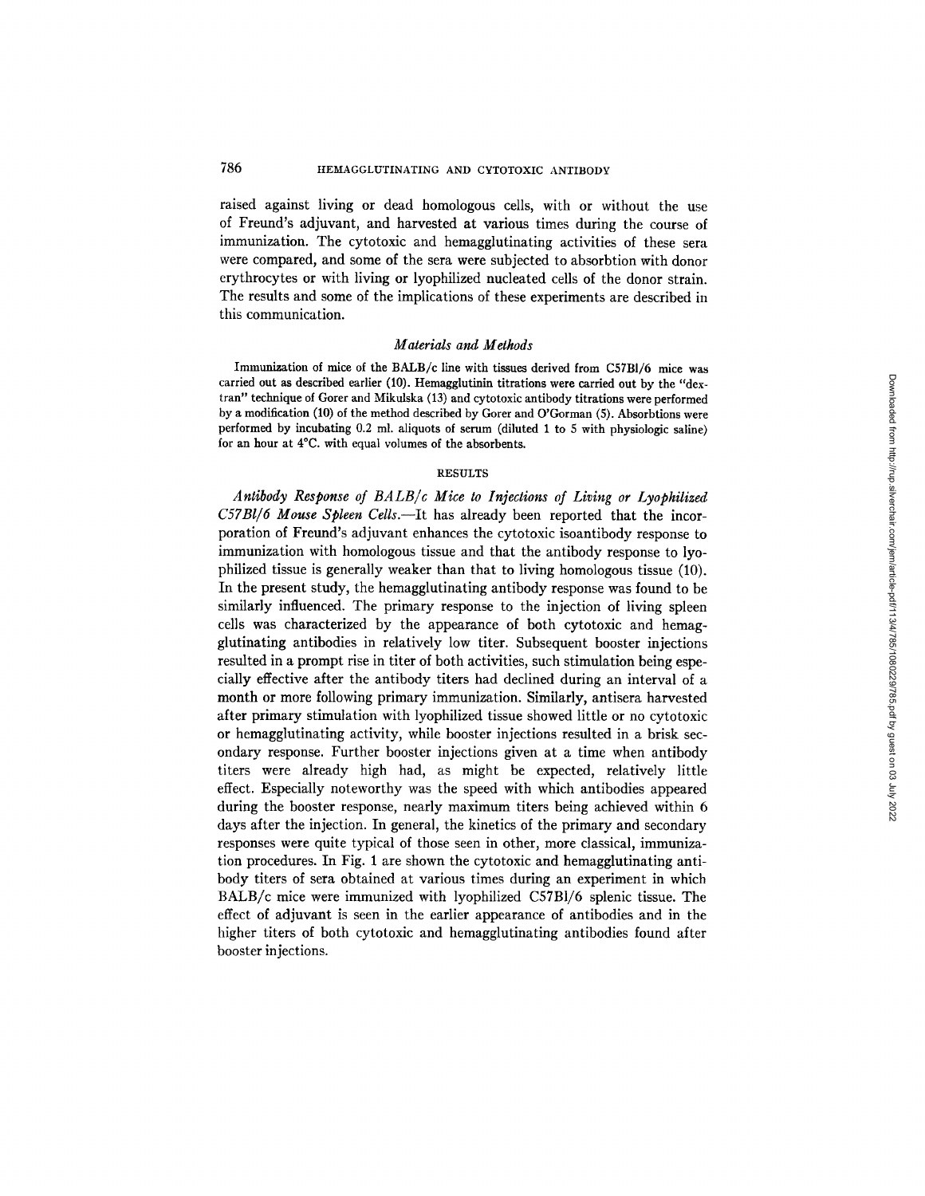raised against living or dead homologous cells, with or without the use of Freund's adjuvant, and harvested at various times during the course of immunization. The cytotoxic and hemagglutinating activities of these sera were compared, and some of the sera were subjected to absorbtion with donor erythrocytes or with living or lyophilized nucleated cells of the donor strain. The results and some of the implications of these experiments are described in this communication.

### *Materials and Methods*

Immunization of mice of the BALB/c line with tissues derived from C57Bl/6 mice was carried out as described earlier (10). Hemagglutinin titrations were carried out by the "dextran" technique of Gorer and Mikulska (13) and cytotoxic antibody titrations were performed by a modification (10) of the method described by Gorer and O'Gorman (5). Absorbtions were performed by incubating 0.2 ml. aliquots of serum (diluted 1 to 5 with physiologic saline) for an hour at 4°C. with equal volumes of the absorbents.

## RESULTS

*Antibody Response of BALB/c Mice to Injections of Living or Lyophilized C57Bl/6 Mouse Spleen Cells.*—It has already been reported that the incorporation of Freund's adjuvant enhances the cytotoxic isoantibody response to immunization with homologous tissue and that the antibody response to lyophilized tissue is generally weaker than that to living homologous tissue (10). In the present study, the hemagglutinating antibody response was found to be similarly influenced. The primary response to the injection of living spleen cells was characterized by the appearance of both cytotoxic and hemagglutinating antibodies in relatively low titer. Subsequent booster injections resulted in a prompt rise in titer of both activities, such stimulation being especially effective after the antibody titers had declined during an interval of a month or more following primary immunization. Similarly, antisera harvested after primary stimulation with lyophilized tissue showed little or no cytotoxic or hemagglutinating activity, while booster injections resulted in a brisk secondary response. Further booster injections given at a time when antibody titers were already high had, as might be expected, relatively little effect. Especially noteworthy was the speed with which antibodies appeared during the booster response, nearly maximum titers being achieved within 6 days after the injection. In general, the kinetics of the primary and secondary responses were quite typical of those seen in other, more classical, immunization procedures. In Fig. 1 are shown the cytotoxic and hemagglutinating antibody titers of sera obtained at various times during an experiment in which BALB/c mice were immunized with lyophilized C57Bl/6 splenic tissue. The effect of adjuvant is seen in the earlier appearance of antibodies and in the higher titers of both cytotoxic and hemagglutinating antibodies found after booster injections.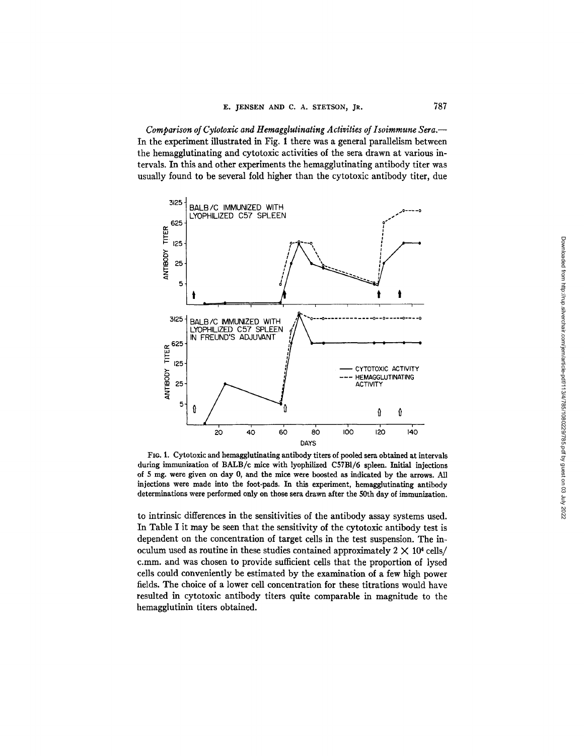*Comparison of Cytotoxic and Hemagglutinating Activities of Isoimmune Sera.*—In the experiment illustrated in Fig. 1 there was a general parallelism between the hemagglutinating and cytotoxic activities of the sera drawn at various intervals. In this and other experiments the hemagglutinating antibody titer was usually found to be several fold higher than the cytotoxic antibody titer, due

FIG. 1. Cytotoxic and hemagglutinating antibody titers of pooled sera obtained at intervals during immunization of BALB/c mice with lyophilized C57Bl/6 spleen. Initial injections of 5 mg. were given on day 0, and the mice were boosted as indicated by the arrows. All injections were made into the foot-pads. In this experiment, hemagglutinating antibody determinations were performed only on those sera drawn after the 50th day of immunization.

to intrinsic differences in the sensitivities of the antibody assay systems used. In Table I it may be seen that the sensitivity of the cytotoxic antibody test is dependent on the concentration of target cells in the test suspension. The inoculum used as routine in these studies contained approximately $2 \times 10^4$ cells/c.mm. and was chosen to provide sufficient cells that the proportion of lysed cells could conveniently be estimated by the examination of a few high power fields. The choice of a lower cell concentration for these titrations would have resulted in cytotoxic antibody titers quite comparable in magnitude to the hemagglutinin titers obtained.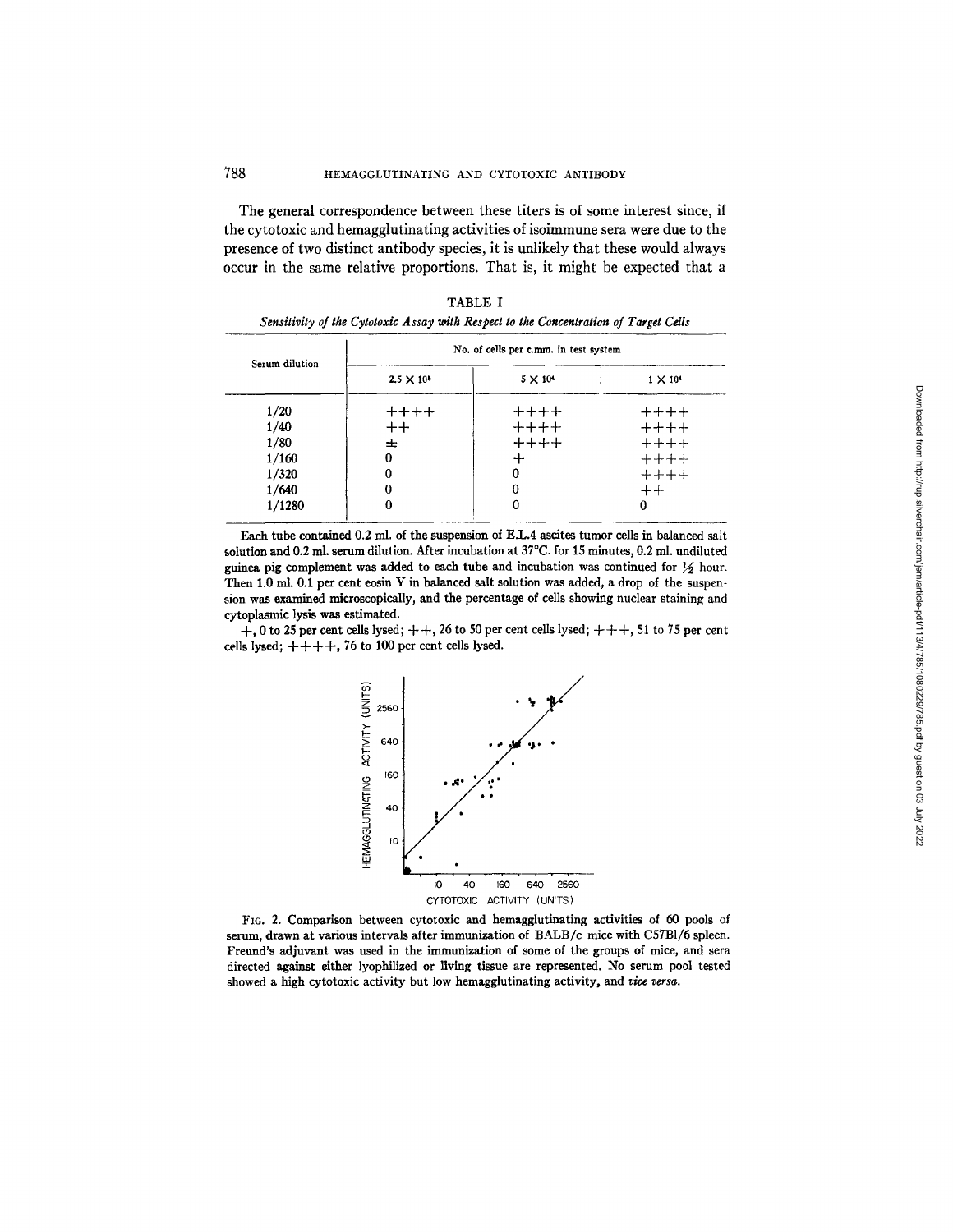The general correspondence between these titers is of some interest since, if the cytotoxic and hemagglutinating activities of isoimmune sera were due to the presence of two distinct antibody species, it is unlikely that these would always occur in the same relative proportions. That is, it might be expected that a

TABLE I

*Sensitivity of the Cytotoxic Assay with Respect to the Concentration of Target Cells*

| Serum dilution | No. of cells per c.mm. in test system | | |
|---|---|---|---|
| | $2.5 \times 10^5$ | $5 \times 10^4$ | $1 \times 10^4$ |
| 1/20 | ++++ | ++++ | ++++ |
| 1/40 | ++ | ++++ | ++++ |
| 1/80 | ± | ++++ | ++++ |
| 1/160 | 0 | + | ++++ |
| 1/320 | 0 | 0 | ++++ |
| 1/640 | 0 | 0 | ++ |
| 1/1280 | 0 | 0 | 0 |

Each tube contained 0.2 ml. of the suspension of E.L.4 ascites tumor cells in balanced salt solution and 0.2 ml. serum dilution. After incubation at 37°C. for 15 minutes, 0.2 ml. undiluted guinea pig complement was added to each tube and incubation was continued for ½ hour. Then 1.0 ml. 0.1 per cent eosin Y in balanced salt solution was added, a drop of the suspension was examined microscopically, and the percentage of cells showing nuclear staining and cytoplasmic lysis was estimated.

+, 0 to 25 per cent cells lysed; ++, 26 to 50 per cent cells lysed; +++, 51 to 75 per cent cells lysed; ++++, 76 to 100 per cent cells lysed.

FIG. 2. Comparison between cytotoxic and hemagglutinating activities of 60 pools of serum, drawn at various intervals after immunization of BALB/c mice with C57Bl/6 spleen. Freund's adjuvant was used in the immunization of some of the groups of mice, and sera directed against either lyophilized or living tissue are represented. No serum pool tested showed a high cytotoxic activity but low hemagglutinating activity, and *vice versa*.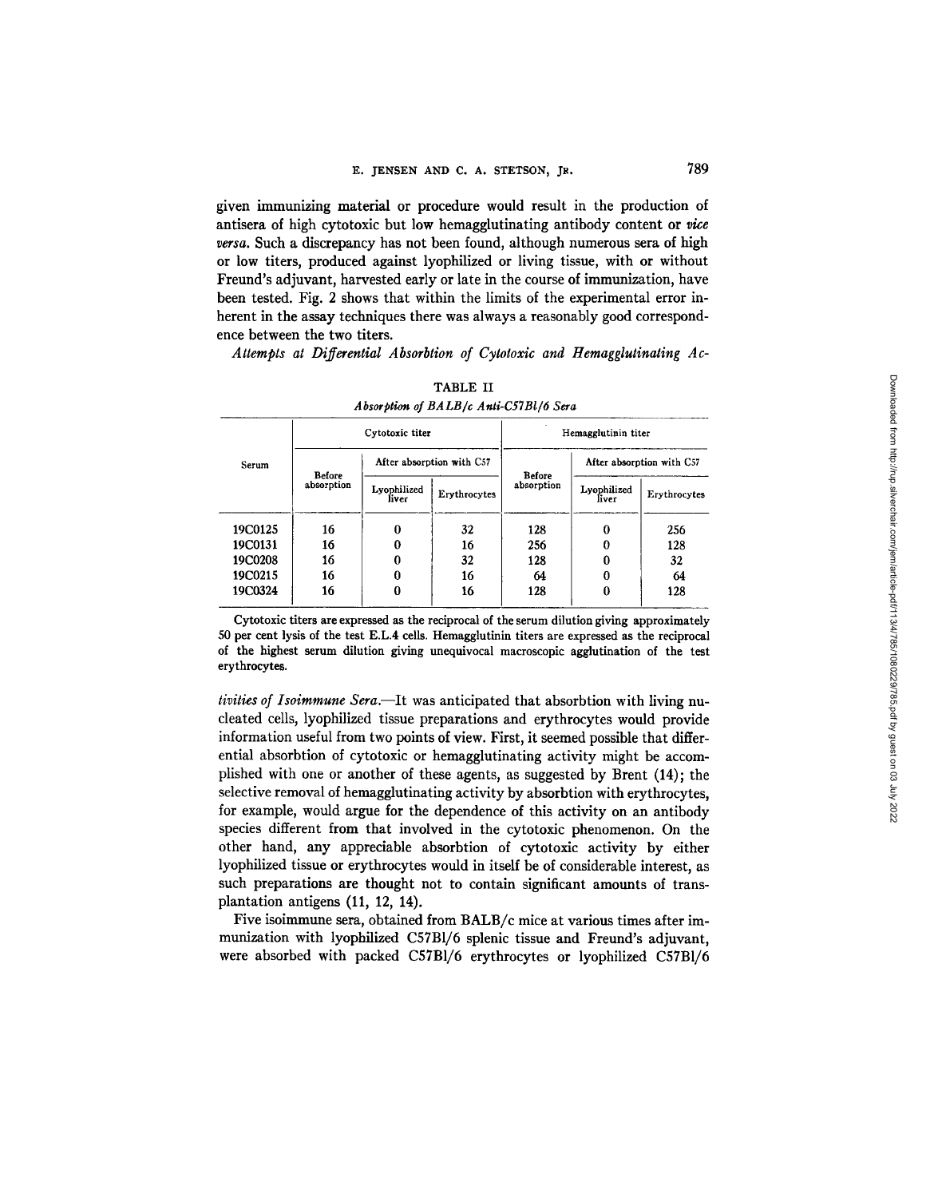given immunizing material or procedure would result in the production of antisera of high cytotoxic but low hemagglutinating antibody content or *vice versa*. Such a discrepancy has not been found, although numerous sera of high or low titers, produced against lyophilized or living tissue, with or without Freund's adjuvant, harvested early or late in the course of immunization, have been tested. Fig. 2 shows that within the limits of the experimental error inherent in the assay techniques there was always a reasonably good correspondence between the two titers.

*Attempts at Differential Absorbtion of Cytotoxic and Hemagglutinating Activities of Isoimmune Sera.*—It was anticipated that absorbtion with living nucleated cells, lyophilized tissue preparations and erythrocytes would provide information useful from two points of view. First, it seemed possible that differential absorbtion of cytotoxic or hemagglutinating activity might be accomplished with one or another of these agents, as suggested by Brent (14); the selective removal of hemagglutinating activity by absorbtion with erythrocytes, for example, would argue for the dependence of this activity on an antibody species different from that involved in the cytotoxic phenomenon. On the other hand, any appreciable absorbtion of cytotoxic activity by either lyophilized tissue or erythrocytes would in itself be of considerable interest, as such preparations are thought not to contain significant amounts of transplantation antigens (11, 12, 14).

TABLE II

*Absorption of BALB/c Anti-C57Bl/6 Sera*

| Serum | Cytotoxic titer | | | Hemagglutinin titer | | |
|---|---|---|---|---|---|---|
| | Before absorption | After absorption with C57 | | Before absorption | After absorption with C57 | |
| | | Lyophilized liver | Erythrocytes | | Lyophilized liver | Erythrocytes |
| 19C0125 | 16 | 0 | 32 | 128 | 0 | 256 |
| 19C0131 | 16 | 0 | 16 | 256 | 0 | 128 |
| 19C0208 | 16 | 0 | 32 | 128 | 0 | 32 |
| 19C0215 | 16 | 0 | 16 | 64 | 0 | 64 |
| 19C0324 | 16 | 0 | 16 | 128 | 0 | 128 |

Cytotoxic titers are expressed as the reciprocal of the serum dilution giving approximately 50 per cent lysis of the test E.L.4 cells. Hemagglutinin titers are expressed as the reciprocal of the highest serum dilution giving unequivocal macroscopic agglutination of the test erythrocytes.

Five isoimmune sera, obtained from BALB/c mice at various times after immunization with lyophilized C57Bl/6 splenic tissue and Freund's adjuvant, were absorbed with packed C57Bl/6 erythrocytes or lyophilized C57Bl/6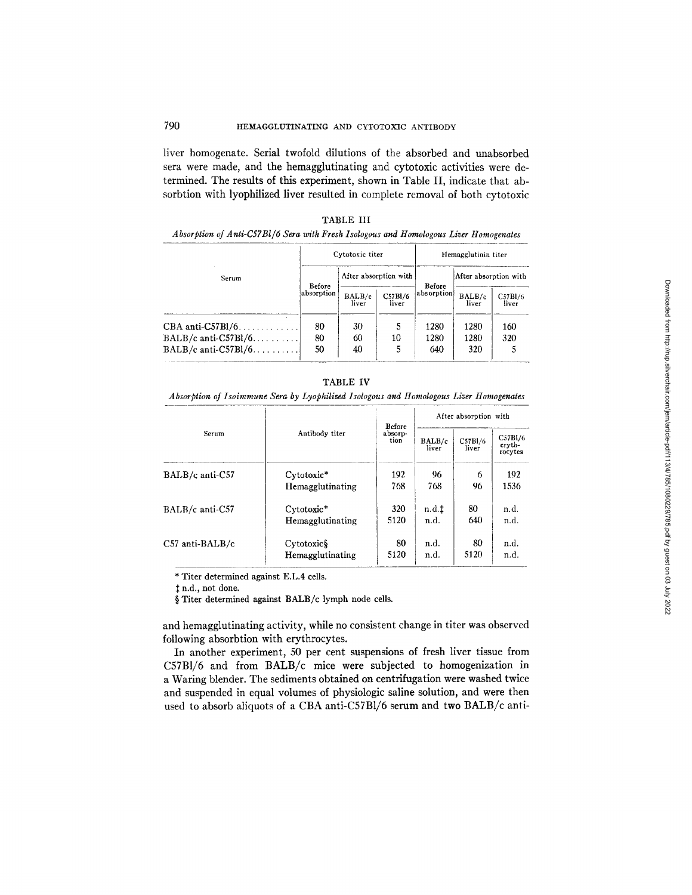liver homogenate. Serial twofold dilutions of the absorbed and unabsorbed sera were made, and the hemagglutinating and cytotoxic activities were determined. The results of this experiment, shown in Table II, indicate that absorbtion with lyophilized liver resulted in complete removal of both cytotoxic

TABLE III

*Absorption of Anti-C57Bl/6 Sera with Fresh Isologous and Homologous Liver Homogenates*

| Serum | Cytotoxic titer | | | Hemagglutinin titer | | |
|---|---|---|---|---|---|---|
| | Before absorption | After absorption with | | Before absorption | After absorption with | |
| | | BALB/c liver | C57Bl/6 liver | | BALB/c liver | C57Bl/6 liver |
| CBA anti-C57Bl/6............ | 80 | 30 | 5 | 1280 | 1280 | 160 |
| BALB/c anti-C57Bl/6.......... | 80 | 60 | 10 | 1280 | 1280 | 320 |
| BALB/c anti-C57Bl/6.......... | 50 | 40 | 5 | 640 | 320 | 5 |

TABLE IV

*Absorption of Isoimmune Sera by Lyophilized Isologous and Homologous Liver Homogenates*

| Serum | Antibody titer | Before absorption | After absorption with | | |
|---|---|---|---|---|---|
| | | | BALB/c liver | C57Bl/6 liver | C57Bl/6 erythrocytes |
| BALB/c anti-C57 | Cytotoxic* | 192 | 96 | 6 | 192 |
| | Hemagglutinating | 768 | 768 | 96 | 1536 |
| BALB/c anti-C57 | Cytotoxic* | 320 | n.d.‡ | 80 | n.d. |
| | Hemagglutinating | 5120 | n.d. | 640 | n.d. |
| C57 anti-BALB/c | Cytotoxic§ | 80 | n.d. | 80 | n.d. |
| | Hemagglutinating | 5120 | n.d. | 5120 | n.d. |

\* Titer determined against E.L.4 cells.

‡ n.d., not done.

§ Titer determined against BALB/c lymph node cells.

and hemagglutinating activity, while no consistent change in titer was observed following absorbtion with erythrocytes.

In another experiment, 50 per cent suspensions of fresh liver tissue from C57Bl/6 and from BALB/c mice were subjected to homogenization in a Waring blender. The sediments obtained on centrifugation were washed twice and suspended in equal volumes of physiologic saline solution, and were then used to absorb aliquots of a CBA anti-C57Bl/6 serum and two BALB/c anti-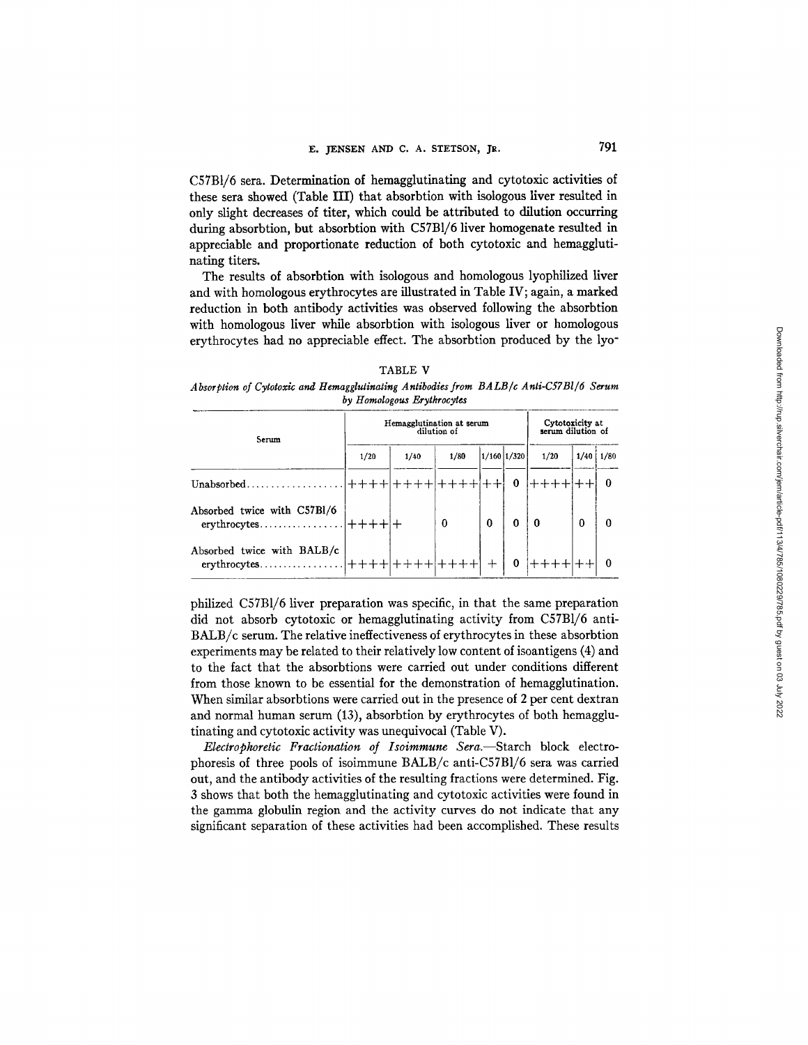C57Bl/6 sera. Determination of hemagglutinating and cytotoxic activities of these sera showed (Table III) that absorbtion with isologous liver resulted in only slight decreases of titer, which could be attributed to dilution occurring during absorbtion, but absorbtion with C57Bl/6 liver homogenate resulted in appreciable and proportionate reduction of both cytotoxic and hemagglutinating titers.

The results of absorbtion with isologous and homologous lyophilized liver and with homologous erythrocytes are illustrated in Table IV; again, a marked reduction in both antibody activities was observed following the absorbtion with homologous liver while absorbtion with isologous liver or homologous erythrocytes had no appreciable effect. The absorbtion produced by the lyophilized C57Bl/6 liver preparation was specific, in that the same preparation did not absorb cytotoxic or hemagglutinating activity from C57Bl/6 anti-BALB/c serum. The relative ineffectiveness of erythrocytes in these absorbtion experiments may be related to their relatively low content of isoantigens (4) and to the fact that the absorbtions were carried out under conditions different from those known to be essential for the demonstration of hemagglutination. When similar absorbtions were carried out in the presence of 2 per cent dextran and normal human serum (13), absorbtion by erythrocytes of both hemagglutinating and cytotoxic activity was unequivocal (Table V).

TABLE V

*Absorption of Cytotoxic and Hemagglutinating Antibodies from BALB/c Anti-C57Bl/6 Serum by Homologous Erythrocytes*

| Serum | Hemagglutination at serum dilution of | | | | | Cytotoxicity at serum dilution of | | |
|---|---|---|---|---|---|---|---|---|
| | 1/20 | 1/40 | 1/80 | 1/160 | 1/320 | 1/20 | 1/40 | 1/80 |
| Unabsorbed | ++++ | ++++ | ++++ | ++ | 0 | ++++ | ++ | 0 |
| Absorbed twice with C57Bl/6 erythrocytes | ++++ | + | 0 | 0 | 0 | 0 | 0 | 0 |
| Absorbed twice with BALB/c erythrocytes | ++++ | ++++ | ++++ | + | 0 | ++++ | ++ | 0 |

*Electrophoretic Fractionation of Isoimmune Sera.*—Starch block electrophoresis of three pools of isoimmune BALB/c anti-C57Bl/6 sera was carried out, and the antibody activities of the resulting fractions were determined. Fig. 3 shows that both the hemagglutinating and cytotoxic activities were found in the gamma globulin region and the activity curves do not indicate that any significant separation of these activities had been accomplished. These results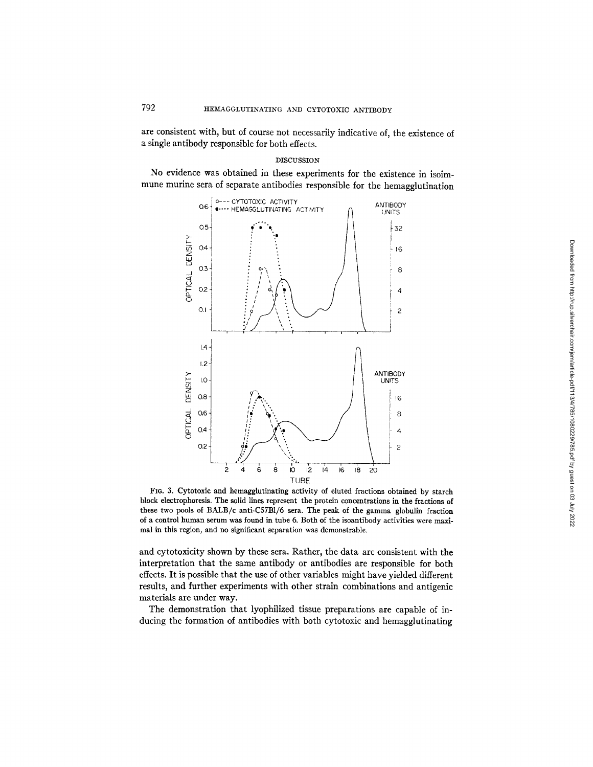are consistent with, but of course not necessarily indicative of, the existence of a single antibody responsible for both effects.

## DISCUSSION

No evidence was obtained in these experiments for the existence in isoimmune murine sera of separate antibodies responsible for the hemagglutination and cytotoxicity shown by these sera. Rather, the data are consistent with the interpretation that the same antibody or antibodies are responsible for both effects. It is possible that the use of other variables might have yielded different results, and further experiments with other strain combinations and antigenic materials are under way.

FIG. 3. Cytotoxic and hemagglutinating activity of eluted fractions obtained by starch block electrophoresis. The solid lines represent the protein concentrations in the fractions of these two pools of BALB/c anti-C57Bl/6 sera. The peak of the gamma globulin fraction of a control human serum was found in tube 6. Both of the isoantibody activities were maximal in this region, and no significant separation was demonstrable.

The demonstration that lyophilized tissue preparations are capable of inducing the formation of antibodies with both cytotoxic and hemagglutinating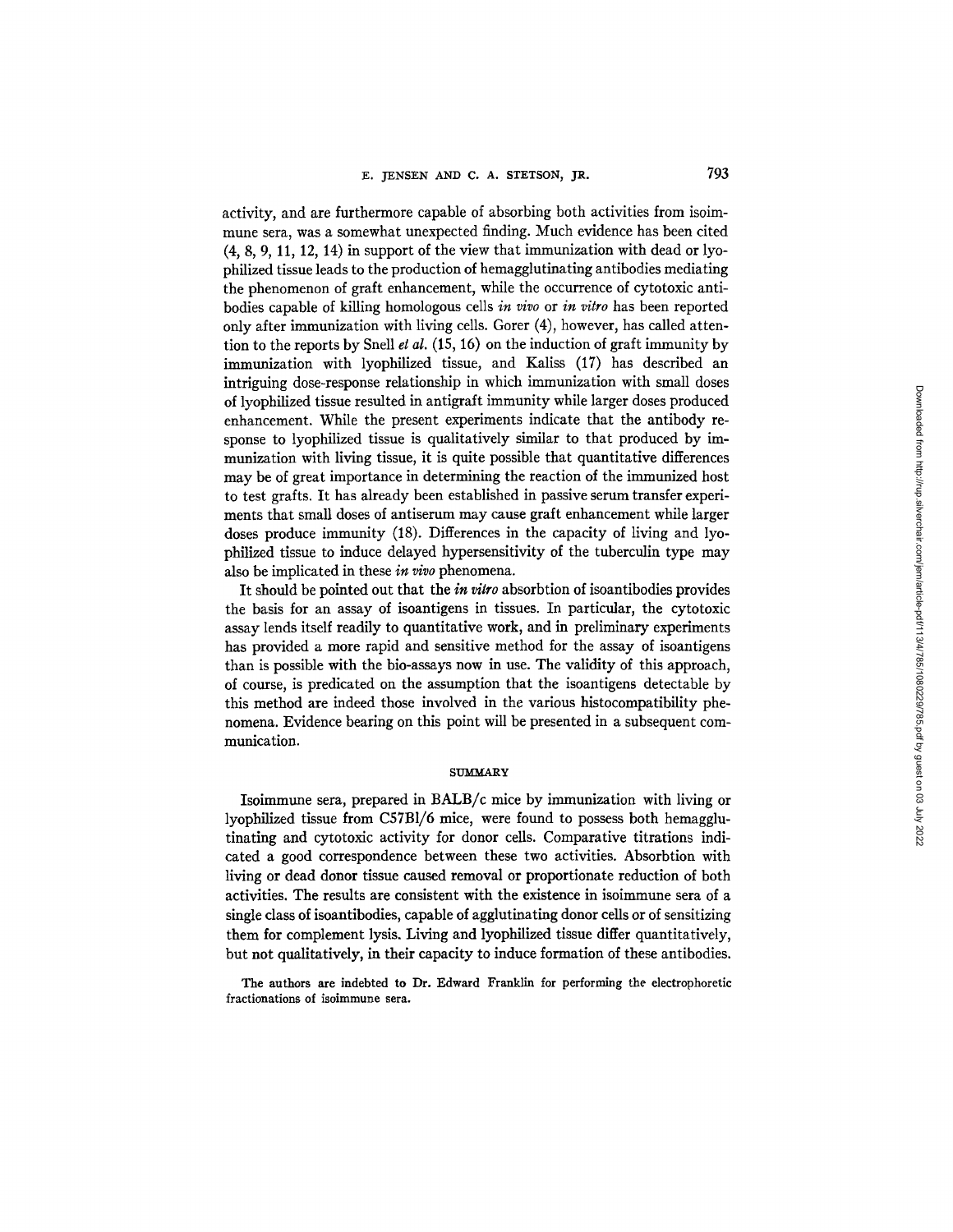activity, and are furthermore capable of absorbing both activities from isoimmune sera, was a somewhat unexpected finding. Much evidence has been cited (4, 8, 9, 11, 12, 14) in support of the view that immunization with dead or lyophilized tissue leads to the production of hemagglutinating antibodies mediating the phenomenon of graft enhancement, while the occurrence of cytotoxic antibodies capable of killing homologous cells *in vivo* or *in vitro* has been reported only after immunization with living cells. Gorer (4), however, has called attention to the reports by Snell *et al.* (15, 16) on the induction of graft immunity by immunization with lyophilized tissue, and Kaliss (17) has described an intriguing dose-response relationship in which immunization with small doses of lyophilized tissue resulted in antigraft immunity while larger doses produced enhancement. While the present experiments indicate that the antibody response to lyophilized tissue is qualitatively similar to that produced by immunization with living tissue, it is quite possible that quantitative differences may be of great importance in determining the reaction of the immunized host to test grafts. It has already been established in passive serum transfer experiments that small doses of antiserum may cause graft enhancement while larger doses produce immunity (18). Differences in the capacity of living and lyophilized tissue to induce delayed hypersensitivity of the tuberculin type may also be implicated in these *in vivo* phenomena.

It should be pointed out that the *in vitro* absorbtion of isoantibodies provides the basis for an assay of isoantigens in tissues. In particular, the cytotoxic assay lends itself readily to quantitative work, and in preliminary experiments has provided a more rapid and sensitive method for the assay of isoantigens than is possible with the bio-assays now in use. The validity of this approach, of course, is predicated on the assumption that the isoantigens detectable by this method are indeed those involved in the various histocompatibility phenomena. Evidence bearing on this point will be presented in a subsequent communication.

## SUMMARY

Isoimmune sera, prepared in BALB/c mice by immunization with living or lyophilized tissue from C57Bl/6 mice, were found to possess both hemagglutinating and cytotoxic activity for donor cells. Comparative titrations indicated a good correspondence between these two activities. Absorbtion with living or dead donor tissue caused removal or proportionate reduction of both activities. The results are consistent with the existence in isoimmune sera of a single class of isoantibodies, capable of agglutinating donor cells or of sensitizing them for complement lysis. Living and lyophilized tissue differ quantitatively, but not qualitatively, in their capacity to induce formation of these antibodies.

The authors are indebted to Dr. Edward Franklin for performing the electrophoretic fractionations of isoimmune sera.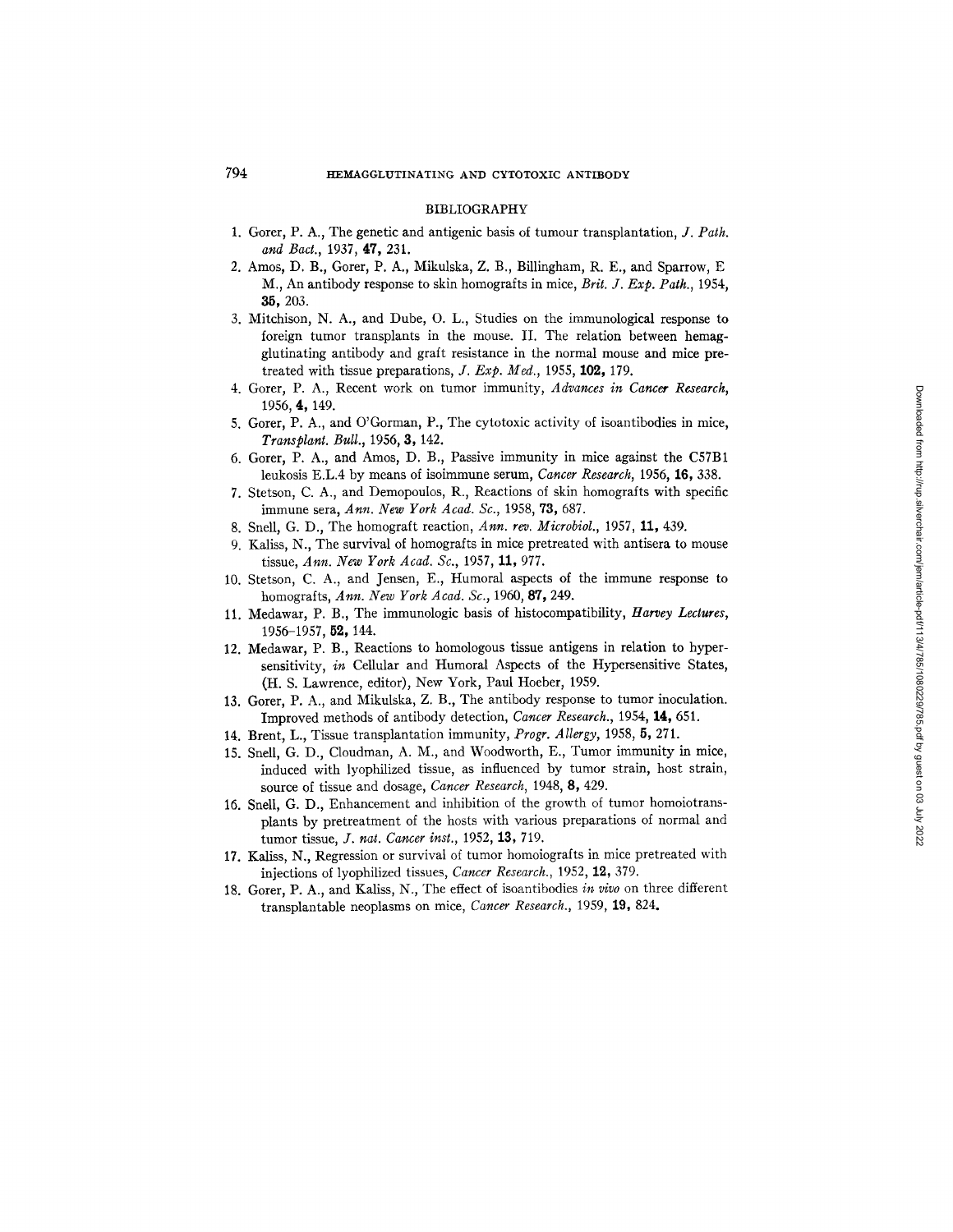## BIBLIOGRAPHY

1. Gorer, P. A., The genetic and antigenic basis of tumour transplantation, *J. Path. and Bact.*, 1937, **47**, 231.
2. Amos, D. B., Gorer, P. A., Mikulska, Z. B., Billingham, R. E., and Sparrow, E M., An antibody response to skin homografts in mice, *Brit. J. Exp. Path.*, 1954, **35**, 203.
3. Mitchison, N. A., and Dube, O. L., Studies on the immunological response to foreign tumor transplants in the mouse. II. The relation between hemagglutinating antibody and graft resistance in the normal mouse and mice pretreated with tissue preparations, *J. Exp. Med.*, 1955, **102**, 179.
4. Gorer, P. A., Recent work on tumor immunity, *Advances in Cancer Research*, 1956, **4**, 149.
5. Gorer, P. A., and O'Gorman, P., The cytotoxic activity of isoantibodies in mice, *Transplant. Bull.*, 1956, **3**, 142.
6. Gorer, P. A., and Amos, D. B., Passive immunity in mice against the C57B1 leukosis E.L.4 by means of isoimmune serum, *Cancer Research*, 1956, **16**, 338.
7. Stetson, C. A., and Demopoulos, R., Reactions of skin homografts with specific immune sera, *Ann. New York Acad. Sc.*, 1958, **73**, 687.
8. Snell, G. D., The homograft reaction, *Ann. rev. Microbiol.*, 1957, **11**, 439.
9. Kaliss, N., The survival of homografts in mice pretreated with antisera to mouse tissue, *Ann. New York Acad. Sc.*, 1957, **11**, 977.
10. Stetson, C. A., and Jensen, E., Humoral aspects of the immune response to homografts, *Ann. New York Acad. Sc.*, 1960, **87**, 249.
11. Medawar, P. B., The immunologic basis of histocompatibility, *Harvey Lectures*, 1956–1957, **52**, 144.
12. Medawar, P. B., Reactions to homologous tissue antigens in relation to hypersensitivity, *in* Cellular and Humoral Aspects of the Hypersensitive States, (H. S. Lawrence, editor), New York, Paul Hoeber, 1959.
13. Gorer, P. A., and Mikulska, Z. B., The antibody response to tumor inoculation. Improved methods of antibody detection, *Cancer Research.*, 1954, **14**, 651.
14. Brent, L., Tissue transplantation immunity, *Progr. Allergy*, 1958, **5**, 271.
15. Snell, G. D., Cloudman, A. M., and Woodworth, E., Tumor immunity in mice, induced with lyophilized tissue, as influenced by tumor strain, host strain, source of tissue and dosage, *Cancer Research*, 1948, **8**, 429.
16. Snell, G. D., Enhancement and inhibition of the growth of tumor homoiotransplants by pretreatment of the hosts with various preparations of normal and tumor tissue, *J. nat. Cancer inst.*, 1952, **13**, 719.
17. Kaliss, N., Regression or survival of tumor homoiografts in mice pretreated with injections of lyophilized tissues, *Cancer Research.*, 1952, **12**, 379.
18. Gorer, P. A., and Kaliss, N., The effect of isoantibodies *in vivo* on three different transplantable neoplasms on mice, *Cancer Research.*, 1959, **19**, 824.